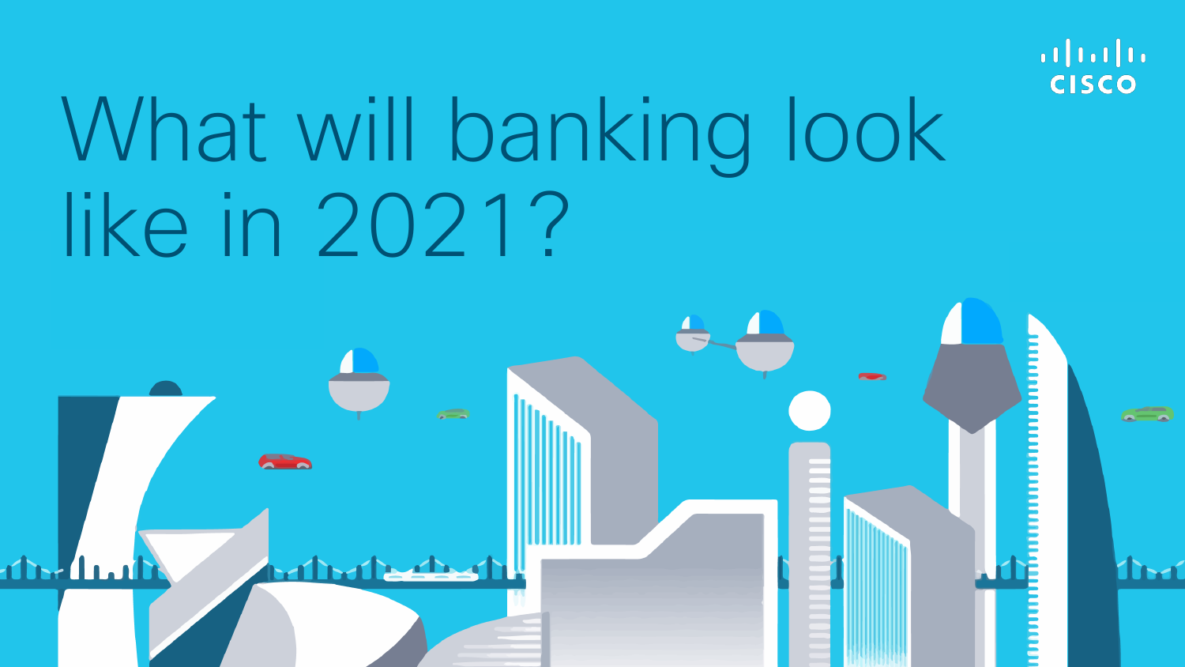# What will banking look like in 2021?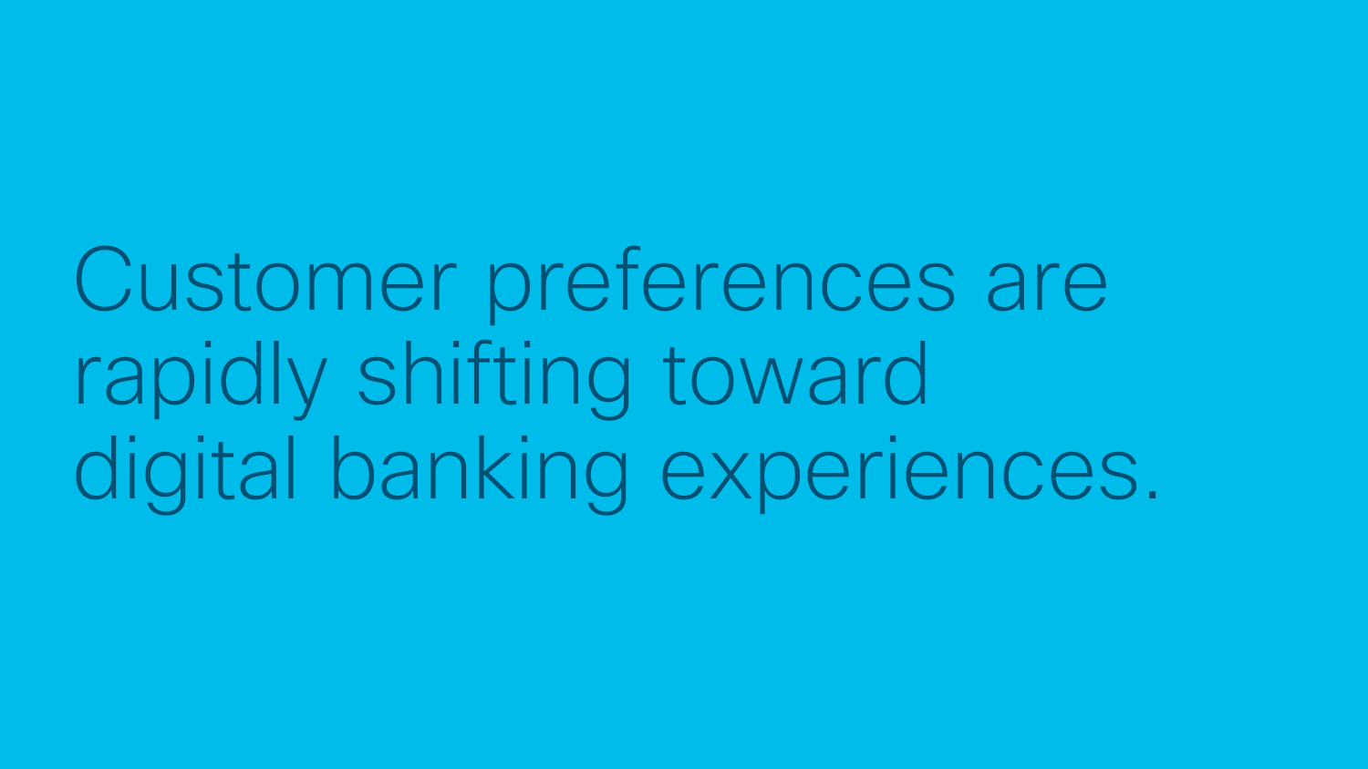# Customer preferences are rapidly shifting toward digital banking experiences.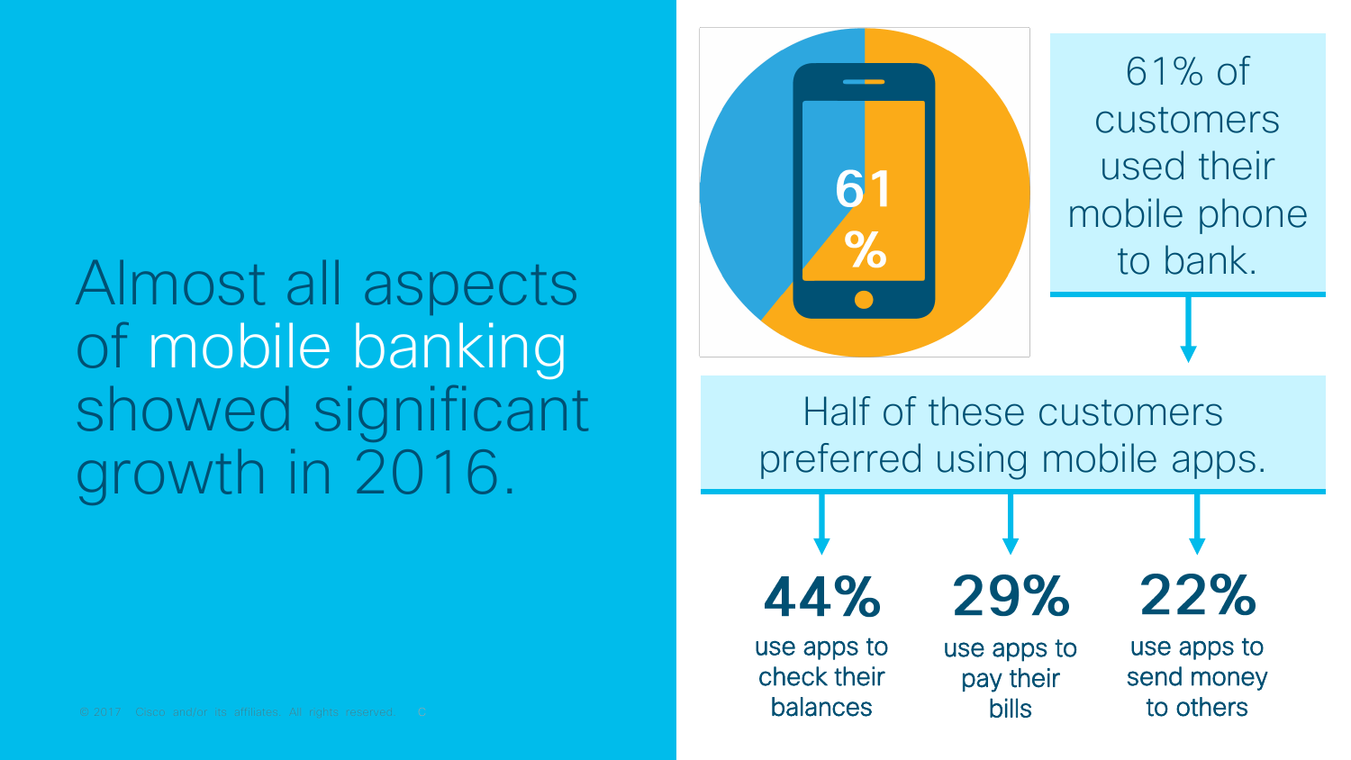# Almost all aspects of mobile banking showed significant growth in 2016.

61%

61% of customers used their mobile phone to bank.

Half of these customers preferred using mobile apps.

**44%** use apps to check their balances

**29%** use apps to pay their bills

**22%** use apps to send money to others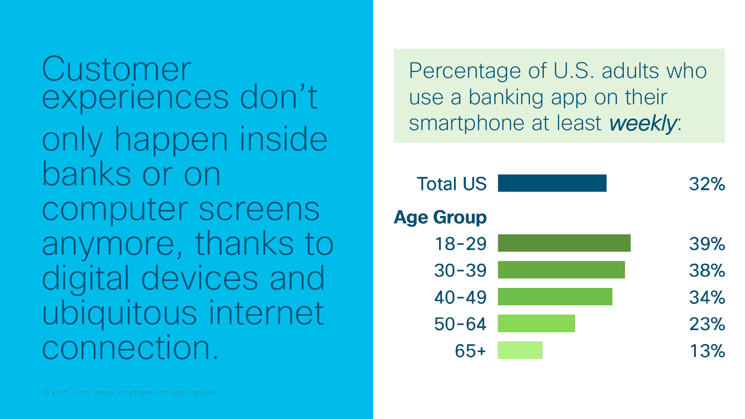# Customer experiences don't only happen inside banks or on computer screens anymore, thanks to digital devices and ubiquitous internet connection.

Percentage of U.S. adults who use a banking app on their smartphone at least *weekly*:

| | |
|---|---|
| Total US | 32% |
| **Age Group** | |
| 18-29 | 39% |
| 30-39 | 38% |
| 40-49 | 34% |
| 50-64 | 23% |
| 65+ | 13% |

© 2017 Cisco and/or its affiliates. All rights reserved.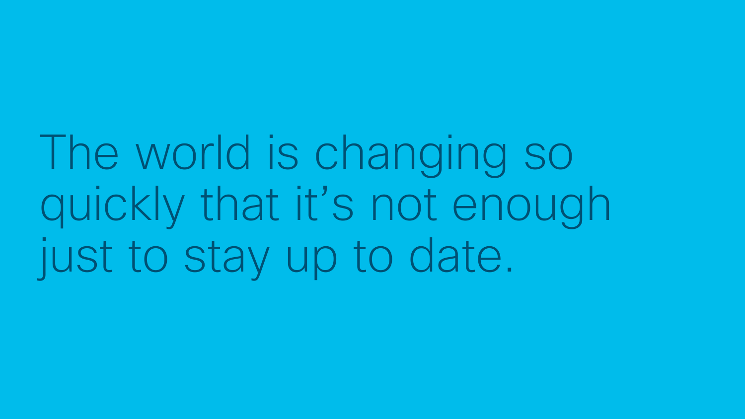The world is changing so quickly that it's not enough just to stay up to date.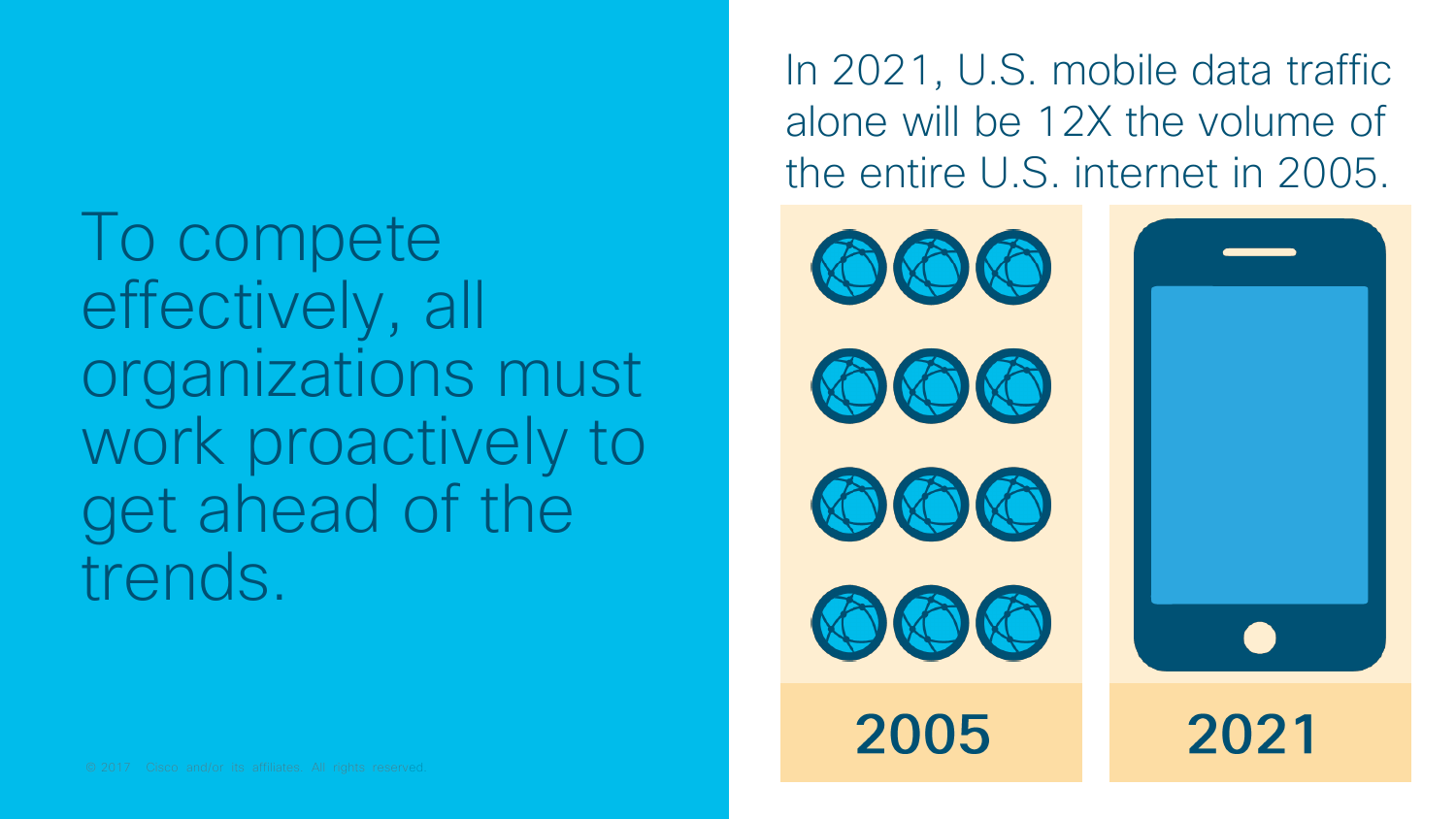To compete effectively, all organizations must work proactively to get ahead of the trends.

In 2021, U.S. mobile data traffic alone will be 12X the volume of the entire U.S. internet in 2005.

2005

2021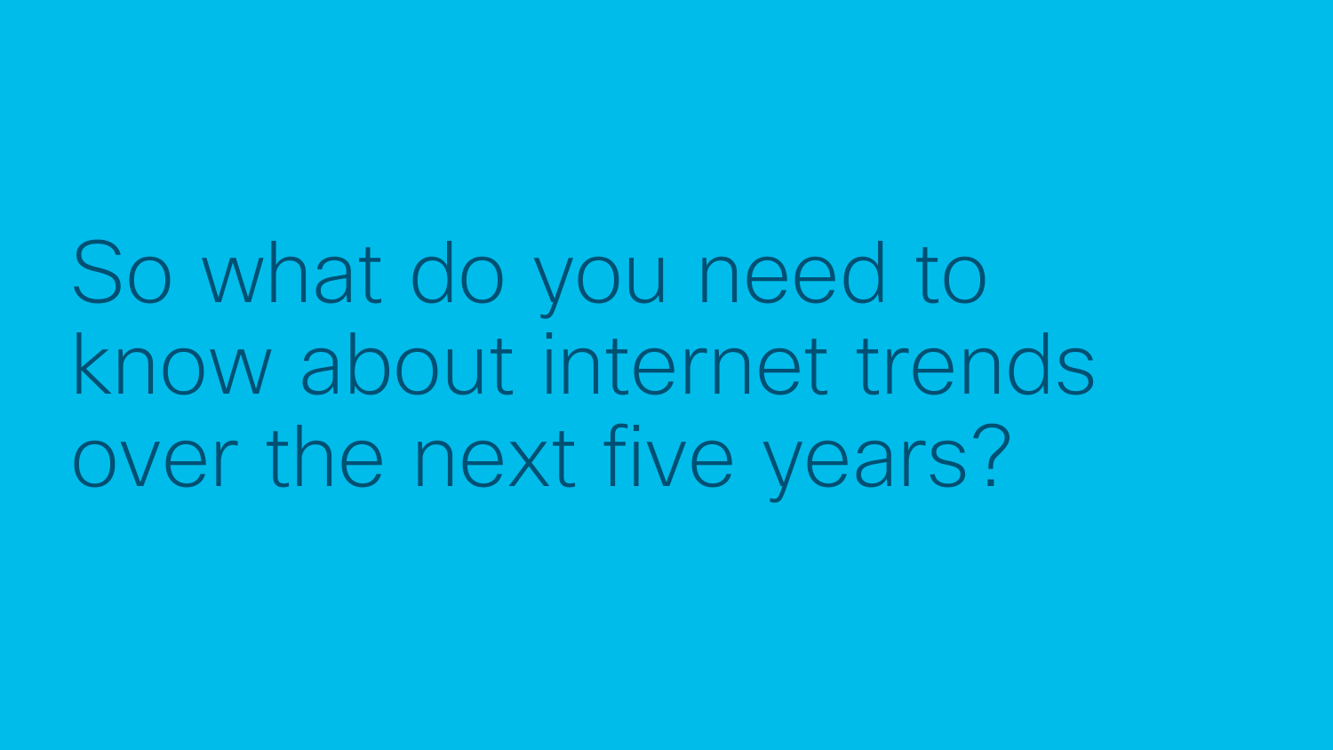# So what do you need to know about internet trends over the next five years?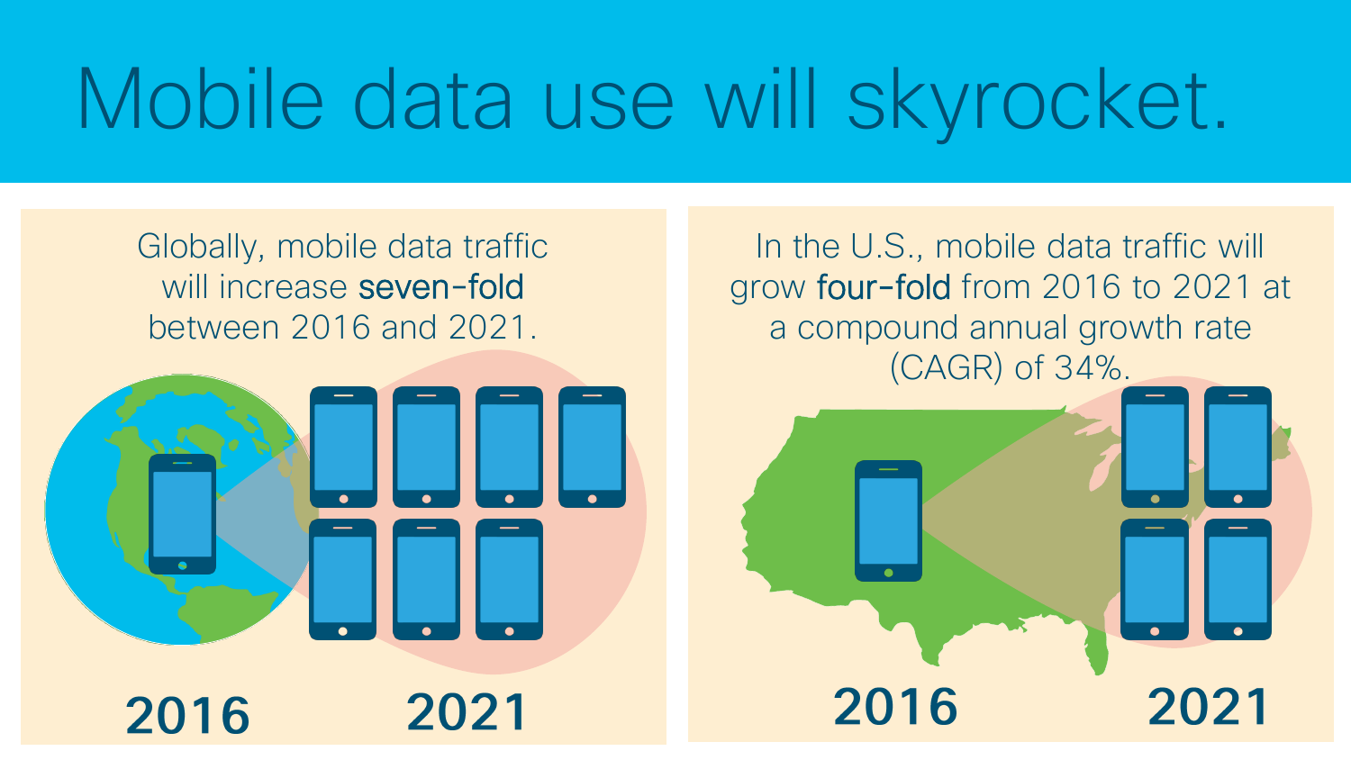# Mobile data use will skyrocket.

Globally, mobile data traffic will increase **seven-fold** between 2016 and 2021.

**2016** **2021**

In the U.S., mobile data traffic will grow **four-fold** from 2016 to 2021 at a compound annual growth rate (CAGR) of 34%.

**2016** **2021**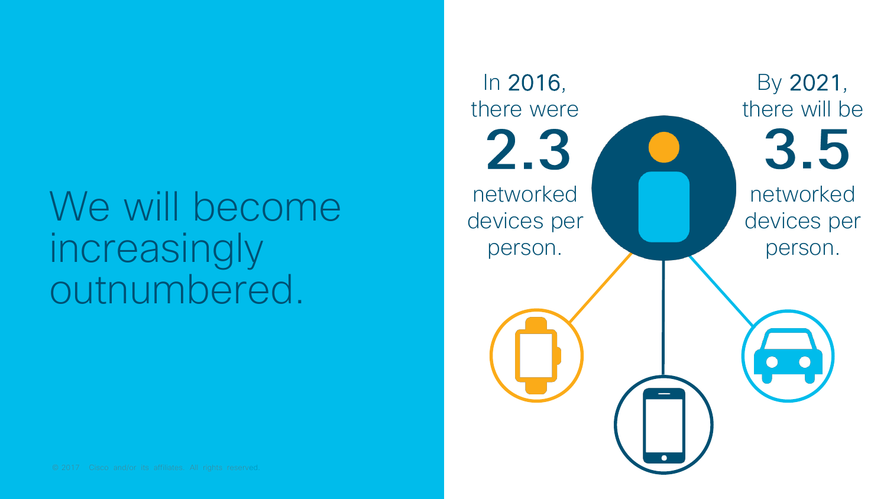# We will become increasingly outnumbered.

In **2016**, there were **2.3** networked devices per person.

By **2021**, there will be **3.5** networked devices per person.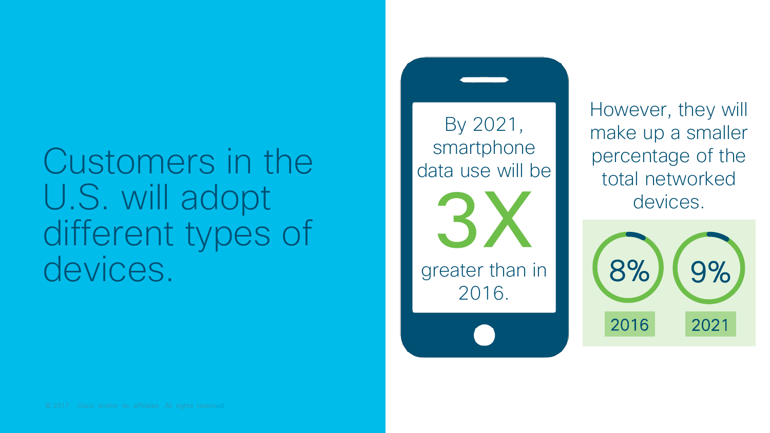# Customers in the U.S. will adopt different types of devices.

By 2021, smartphone data use will be **3X** greater than in 2016.

However, they will make up a smaller percentage of the total networked devices.

| 2016 | 2021 |
| --- | --- |
| 8% | 9% |

© 2017 Cisco and/or its affiliates. All rights reserved.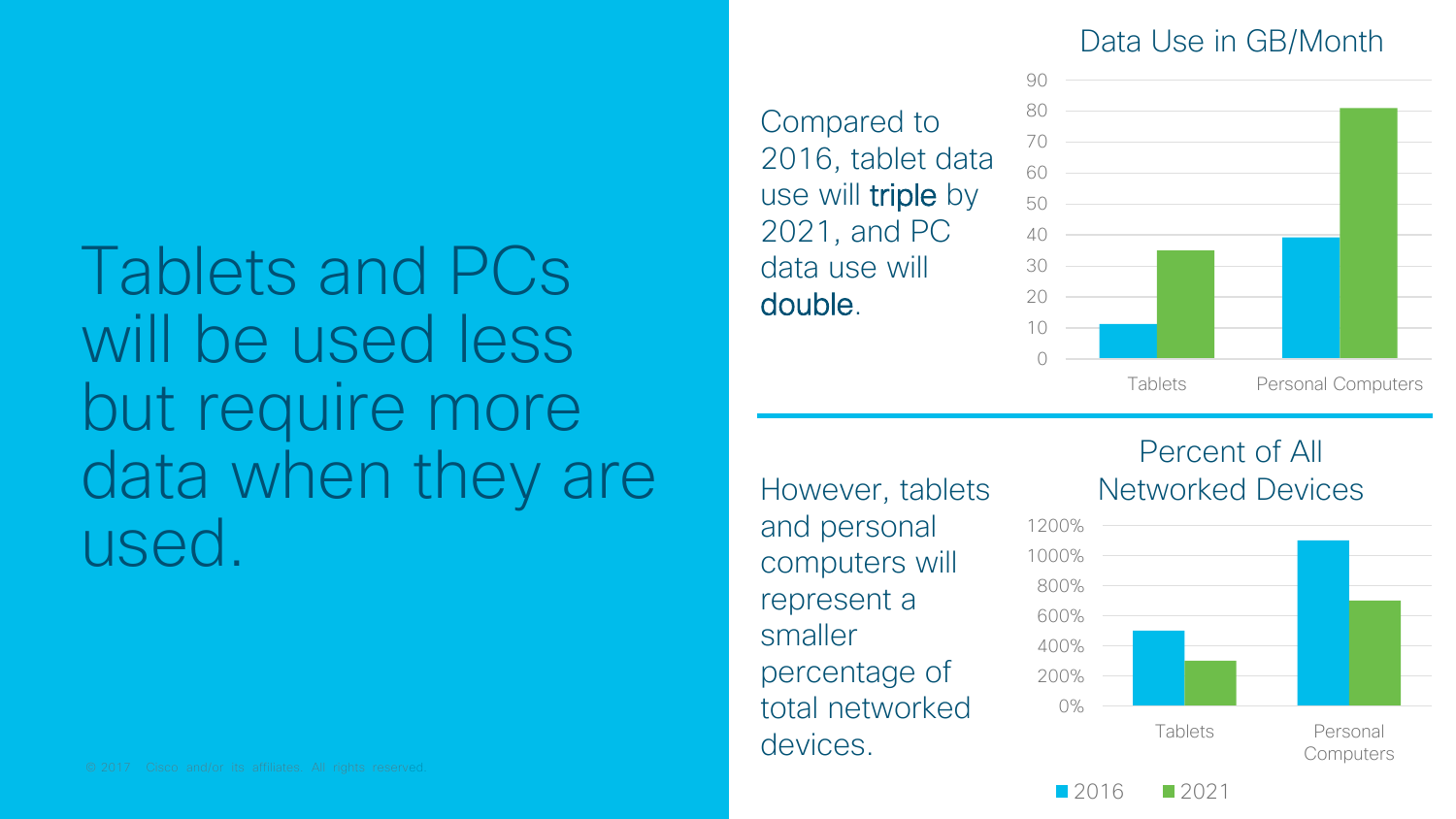# Tablets and PCs will be used less but require more data when they are used.

Compared to 2016, tablet data use will **triple** by 2021, and PC data use will **double**.

**Data Use in GB/Month**

| | 2016 | 2021 |
|---|---|---|
| Tablets | ~11 | ~35 |
| Personal Computers | ~39 | ~81 |

However, tablets and personal computers will represent a smaller percentage of total networked devices.

**Percent of All Networked Devices**

| | 2016 | 2021 |
|---|---|---|
| Tablets | ~500% | ~300% |
| Personal Computers | ~1100% | ~700% |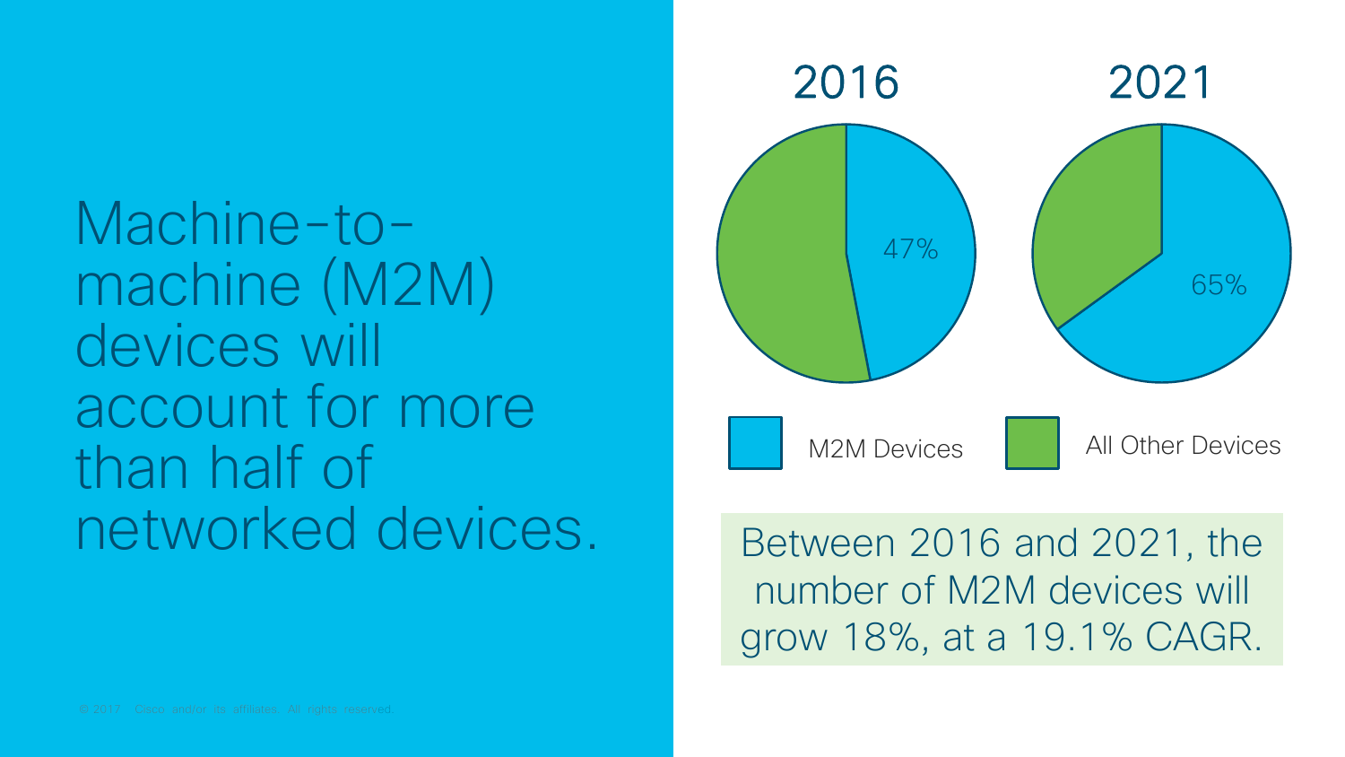# Machine-to-machine (M2M) devices will account for more than half of networked devices.

| | 2016 | 2021 |
| --- | --- | --- |
| M2M Devices | 47% | 65% |
| All Other Devices | | |

Between 2016 and 2021, the number of M2M devices will grow 18%, at a 19.1% CAGR.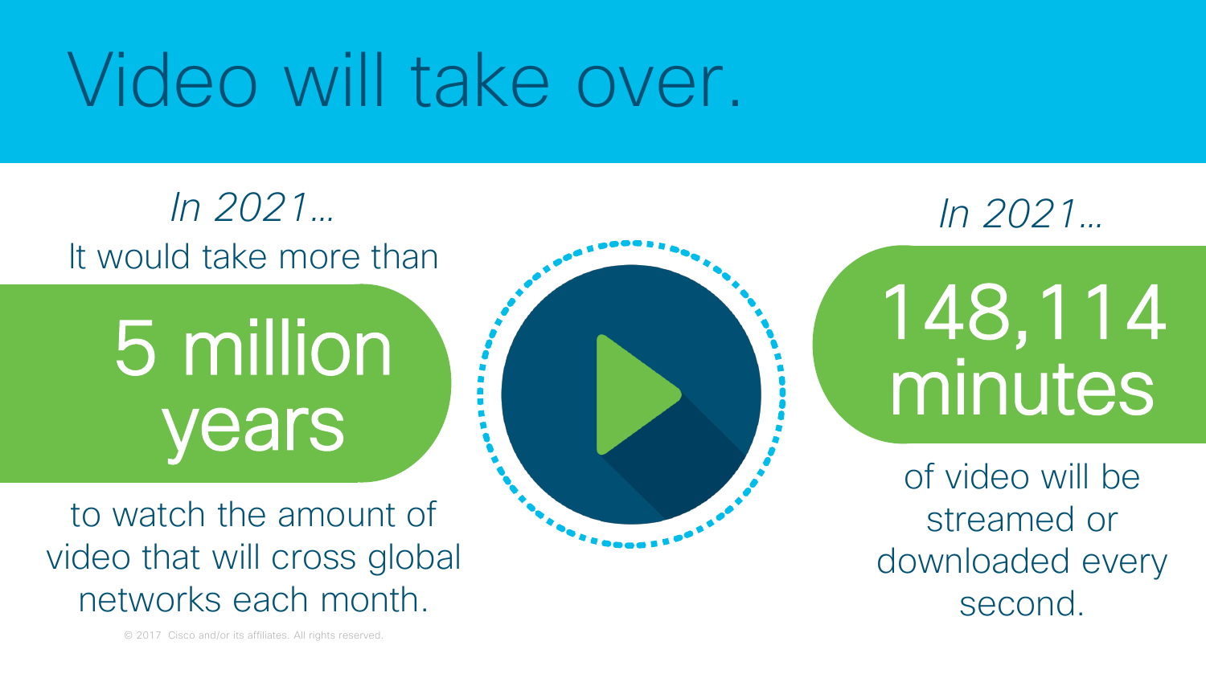# Video will take over.

*In 2021…*

It would take more than

**5 million years**

to watch the amount of video that will cross global networks each month.

*In 2021…*

**148,114 minutes**

of video will be streamed or downloaded every second.

© 2017 Cisco and/or its affiliates. All rights reserved.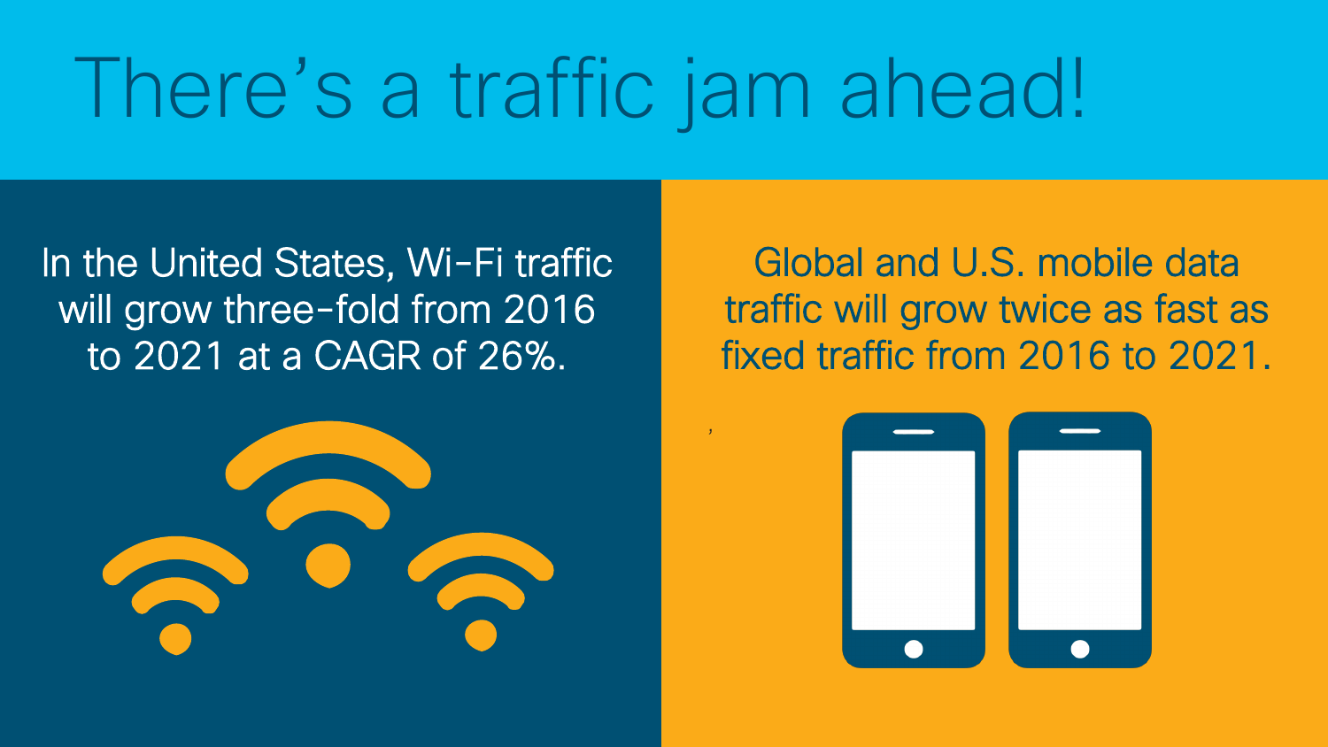# There's a traffic jam ahead!

In the United States, Wi-Fi traffic will grow three-fold from 2016 to 2021 at a CAGR of 26%.

Global and U.S. mobile data traffic will grow twice as fast as fixed traffic from 2016 to 2021.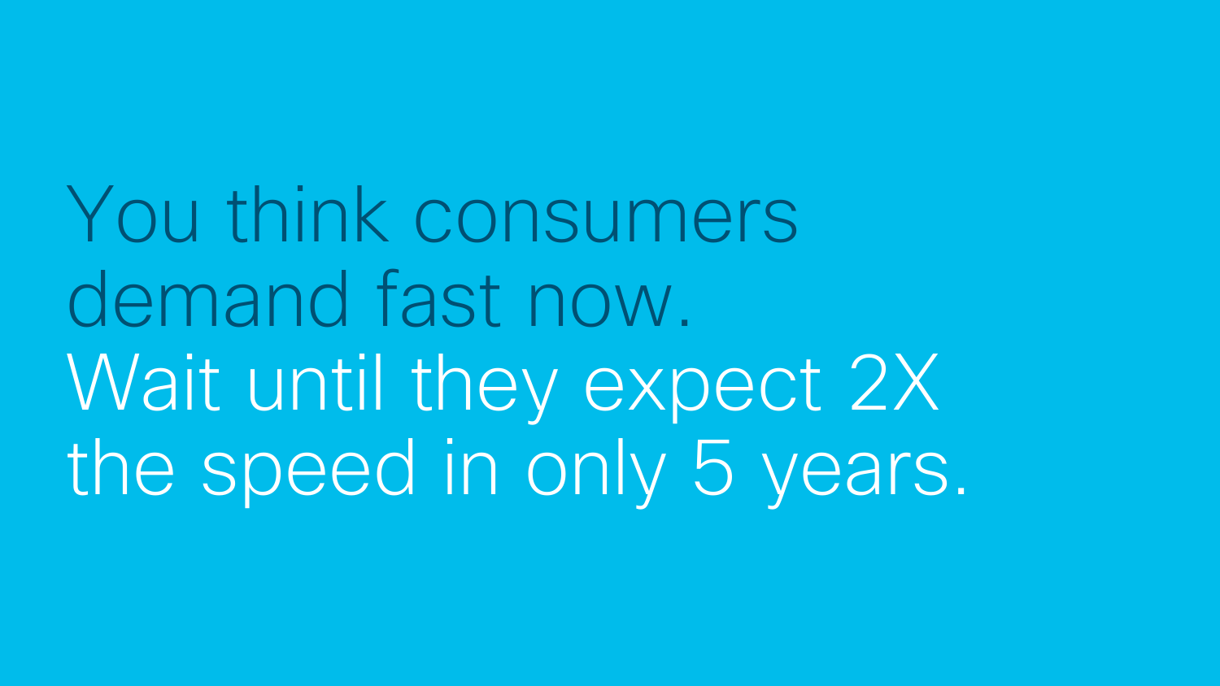You think consumers demand fast now.

Wait until they expect 2X the speed in only 5 years.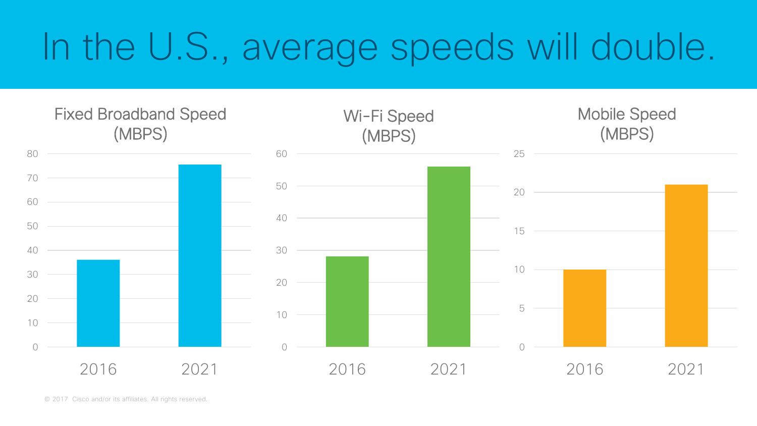# In the U.S., average speeds will double.

## Fixed Broadband Speed (MBPS)

80, 70, 60, 50, 40, 30, 20, 10, 0

2016 2021

## Wi-Fi Speed (MBPS)

60, 50, 40, 30, 20, 10, 0

2016 2021

## Mobile Speed (MBPS)

25, 20, 15, 10, 5, 0

2016 2021

© 2017 Cisco and/or its affiliates. All rights reserved.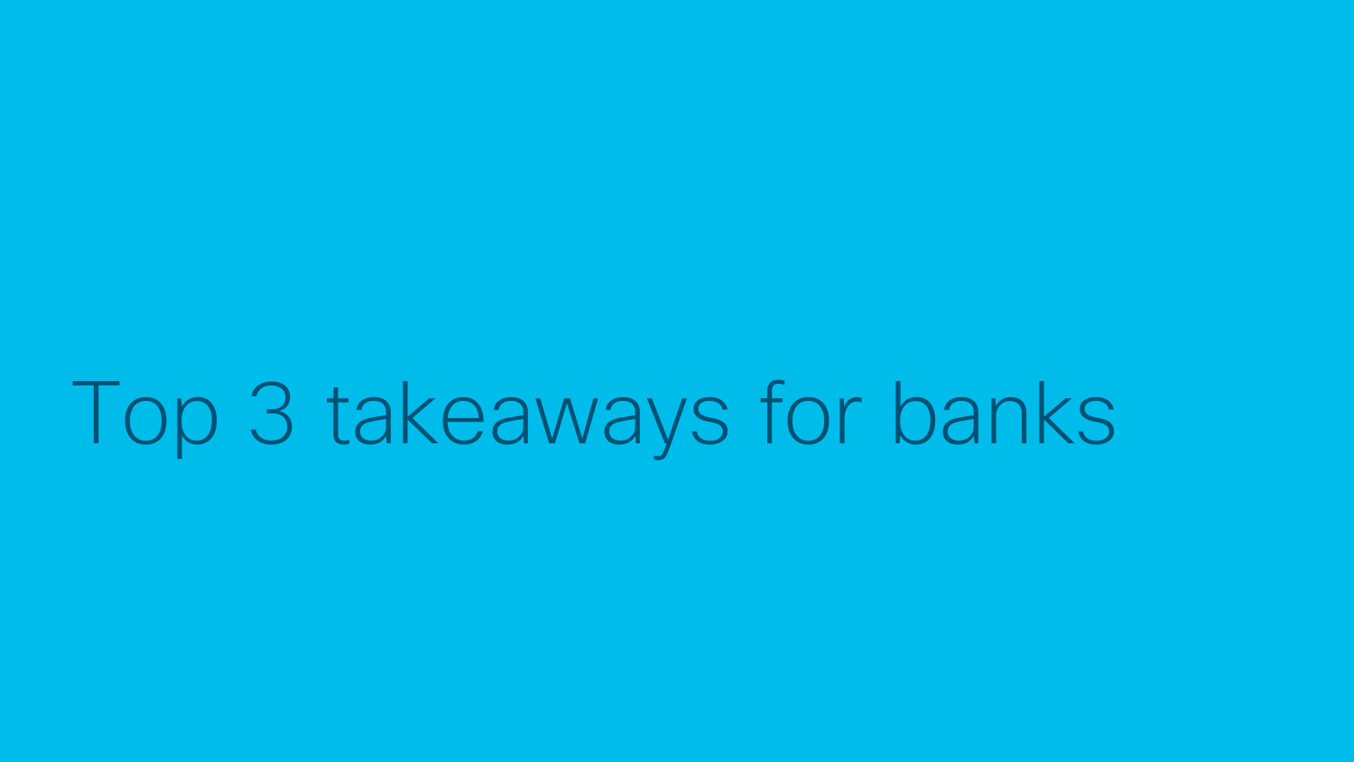# Top 3 takeaways for banks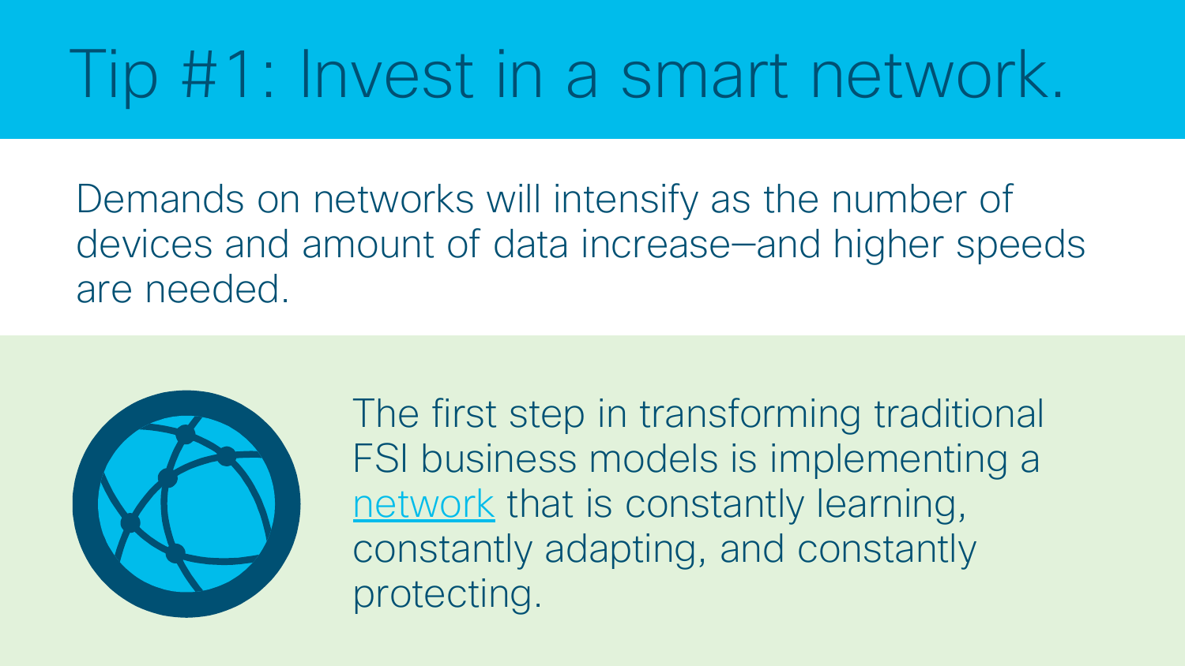# Tip #1: Invest in a smart network.

Demands on networks will intensify as the number of devices and amount of data increase—and higher speeds are needed.

The first step in transforming traditional FSI business models is implementing a network that is constantly learning, constantly adapting, and constantly protecting.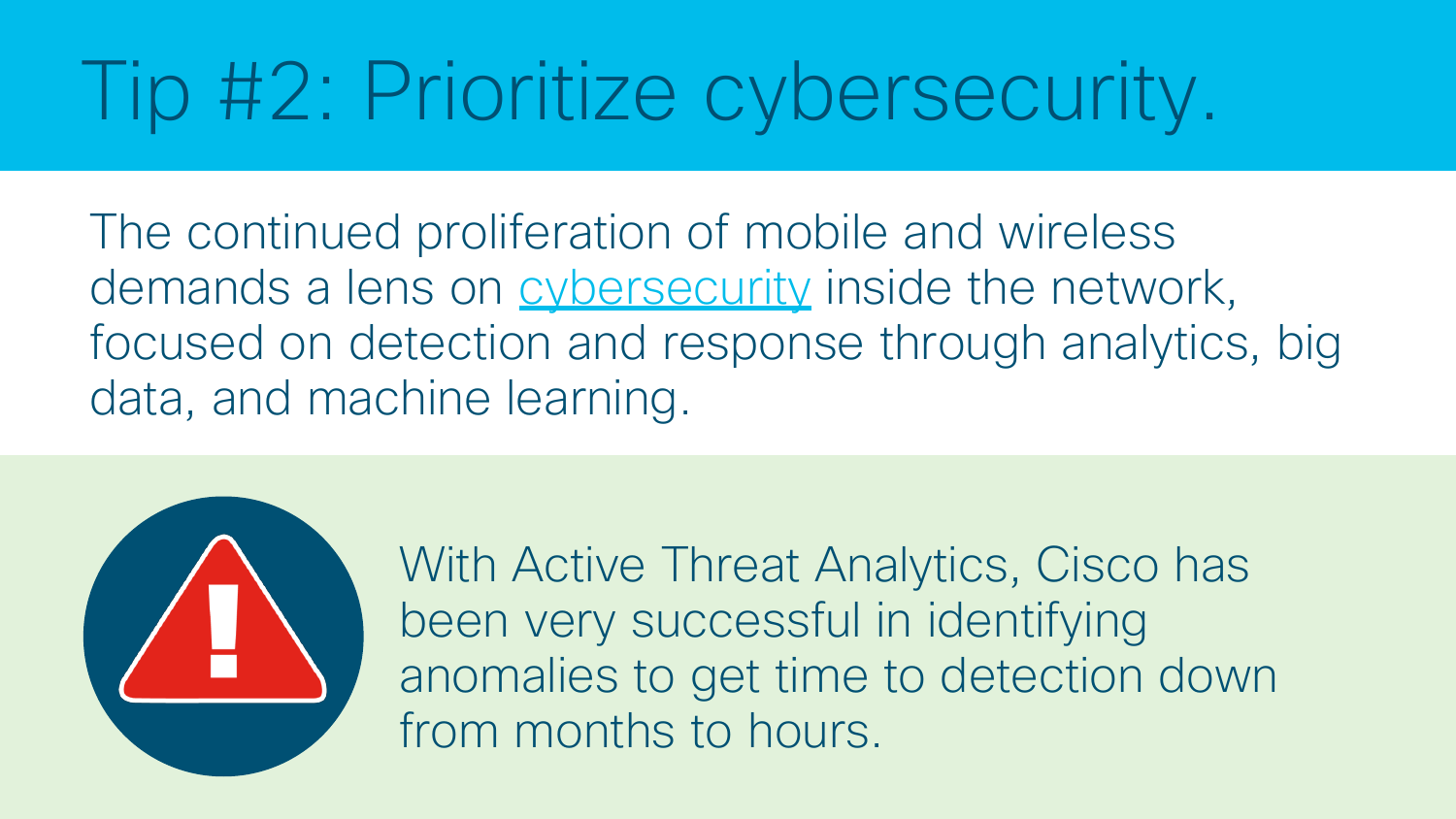# Tip #2: Prioritize cybersecurity.

The continued proliferation of mobile and wireless demands a lens on cybersecurity inside the network, focused on detection and response through analytics, big data, and machine learning.

With Active Threat Analytics, Cisco has been very successful in identifying anomalies to get time to detection down from months to hours.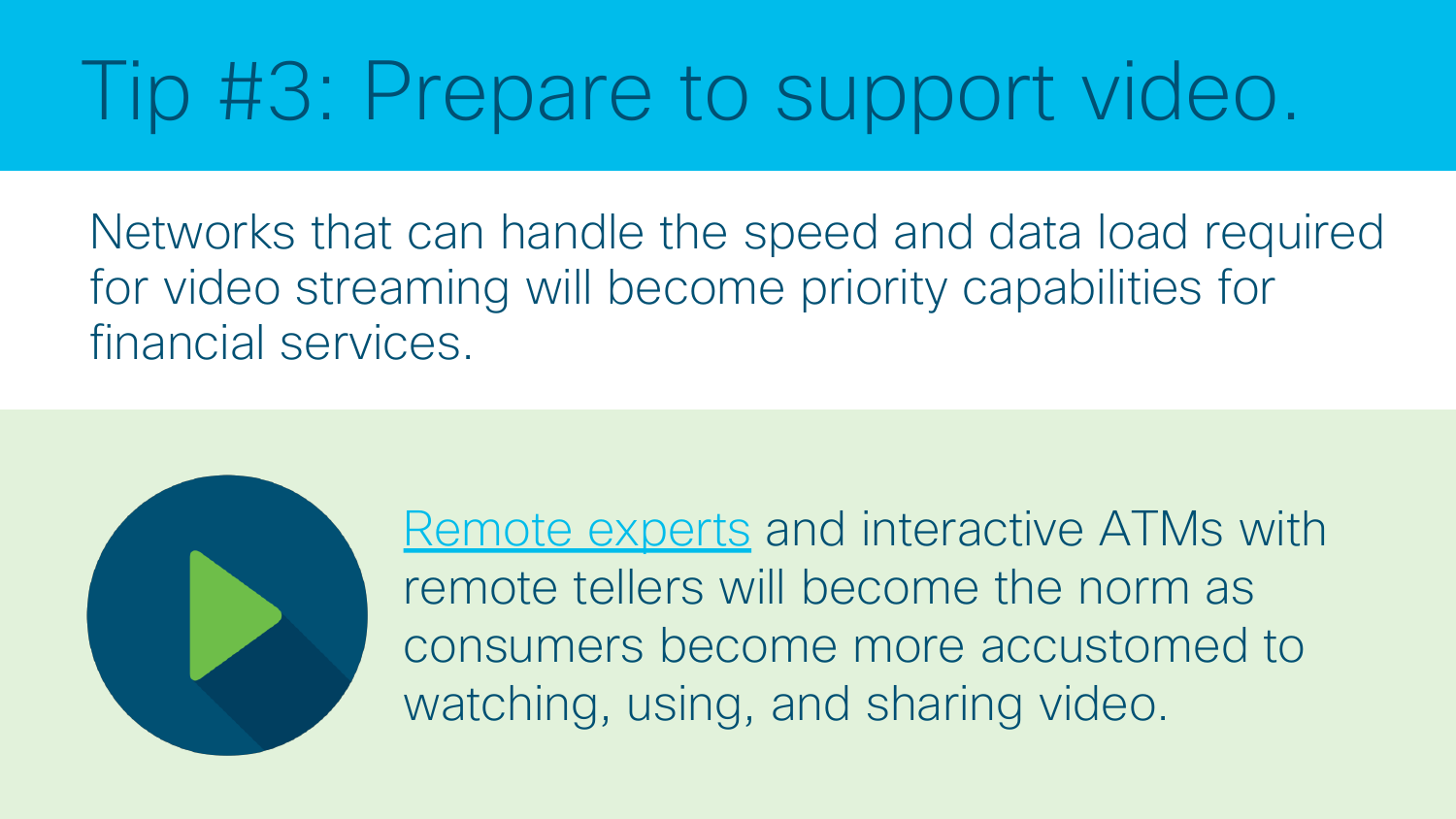# Tip #3: Prepare to support video.

Networks that can handle the speed and data load required for video streaming will become priority capabilities for financial services.

Remote experts and interactive ATMs with remote tellers will become the norm as consumers become more accustomed to watching, using, and sharing video.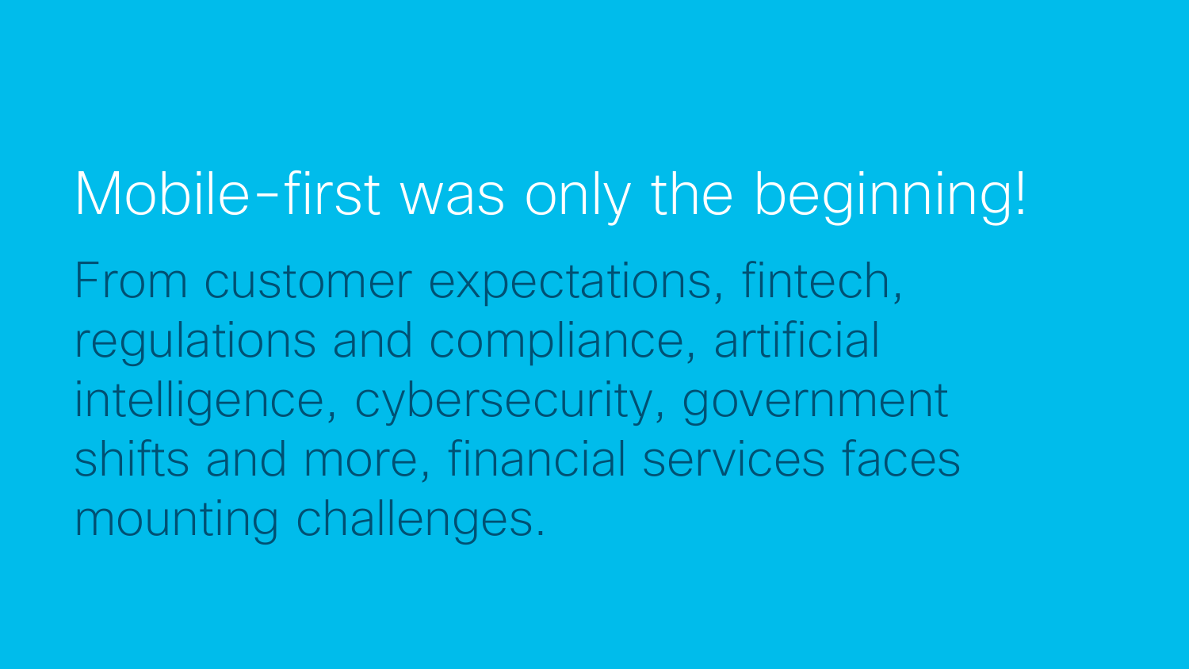# Mobile-first was only the beginning!

From customer expectations, fintech, regulations and compliance, artificial intelligence, cybersecurity, government shifts and more, financial services faces mounting challenges.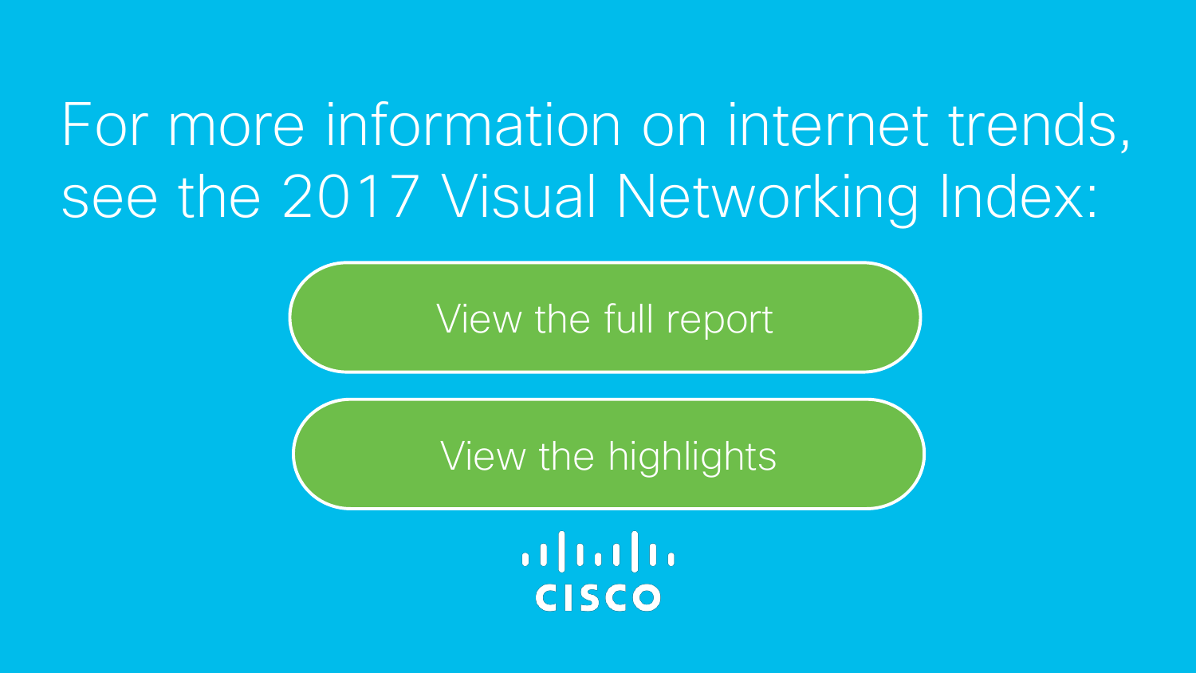For more information on internet trends, see the 2017 Visual Networking Index:

View the full report

View the highlights

CISCO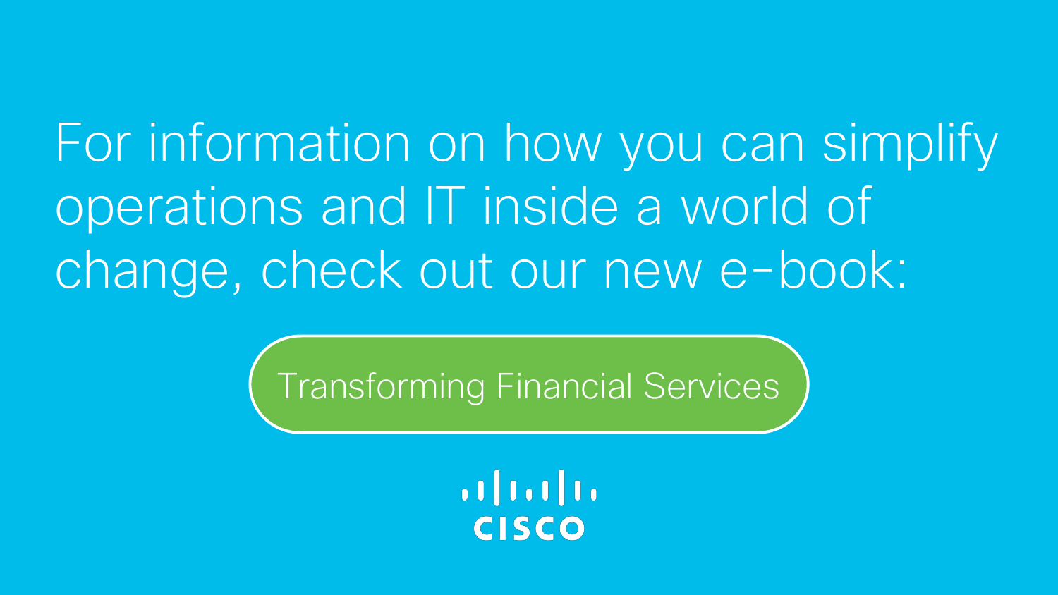For information on how you can simplify operations and IT inside a world of change, check out our new e-book:

Transforming Financial Services

cisco